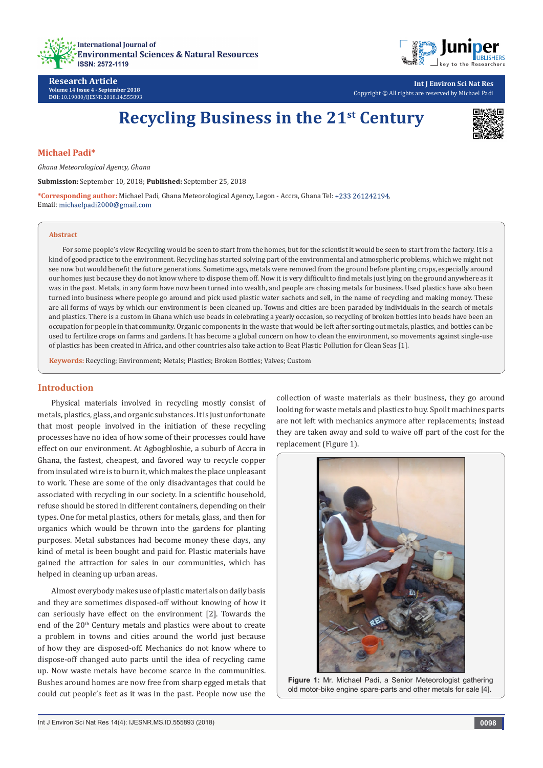International Journal of Environmental Sciences & Natural Resources
ISSN: 2572-1119

**Research Article**
Volume 14 Issue 4 - September 2018
DOI: 10.19080/IJESNR.2018.14.555893

Int J Environ Sci Nat Res
Copyright © All rights are reserved by Michael Padi

# Recycling Business in the 21st Century

**Michael Padi***

*Ghana Meteorological Agency, Ghana*

**Submission:** September 10, 2018; **Published:** September 25, 2018

***Corresponding author:** Michael Padi, Ghana Meteorological Agency, Legon - Accra, Ghana Tel: +233 261242194, Email: michaelpadi2000@gmail.com

## Abstract

For some people's view Recycling would be seen to start from the homes, but for the scientist it would be seen to start from the factory. It is a kind of good practice to the environment. Recycling has started solving part of the environmental and atmospheric problems, which we might not see now but would benefit the future generations. Sometime ago, metals were removed from the ground before planting crops, especially around our homes just because they do not know where to dispose them off. Now it is very difficult to find metals just lying on the ground anywhere as it was in the past. Metals, in any form have now been turned into wealth, and people are chasing metals for business. Used plastics have also been turned into business where people go around and pick used plastic water sachets and sell, in the name of recycling and making money. These are all forms of ways by which our environment is been cleaned up. Towns and cities are been paraded by individuals in the search of metals and plastics. There is a custom in Ghana which use beads in celebrating a yearly occasion, so recycling of broken bottles into beads have been an occupation for people in that community. Organic components in the waste that would be left after sorting out metals, plastics, and bottles can be used to fertilize crops on farms and gardens. It has become a global concern on how to clean the environment, so movements against single-use of plastics has been created in Africa, and other countries also take action to Beat Plastic Pollution for Clean Seas [1].

**Keywords:** Recycling; Environment; Metals; Plastics; Broken Bottles; Valves; Custom

## Introduction

Physical materials involved in recycling mostly consist of metals, plastics, glass, and organic substances. It is just unfortunate that most people involved in the initiation of these recycling processes have no idea of how some of their processes could have effect on our environment. At Agbogbloshie, a suburb of Accra in Ghana, the fastest, cheapest, and favored way to recycle copper from insulated wire is to burn it, which makes the place unpleasant to work. These are some of the only disadvantages that could be associated with recycling in our society. In a scientific household, refuse should be stored in different containers, depending on their types. One for metal plastics, others for metals, glass, and then for organics which would be thrown into the gardens for planting purposes. Metal substances had become money these days, any kind of metal is been bought and paid for. Plastic materials have gained the attraction for sales in our communities, which has helped in cleaning up urban areas.

Almost everybody makes use of plastic materials on daily basis and they are sometimes disposed-off without knowing of how it can seriously have effect on the environment [2]. Towards the end of the 20th Century metals and plastics were about to create a problem in towns and cities around the world just because of how they are disposed-off. Mechanics do not know where to dispose-off changed auto parts until the idea of recycling came up. Now waste metals have become scarce in the communities. Bushes around homes are now free from sharp egged metals that could cut people's feet as it was in the past. People now use the collection of waste materials as their business, they go around looking for waste metals and plastics to buy. Spoilt machines parts are not left with mechanics anymore after replacements; instead they are taken away and sold to waive off part of the cost for the replacement (Figure 1).

**Figure 1:** Mr. Michael Padi, a Senior Meteorologist gathering old motor-bike engine spare-parts and other metals for sale [4].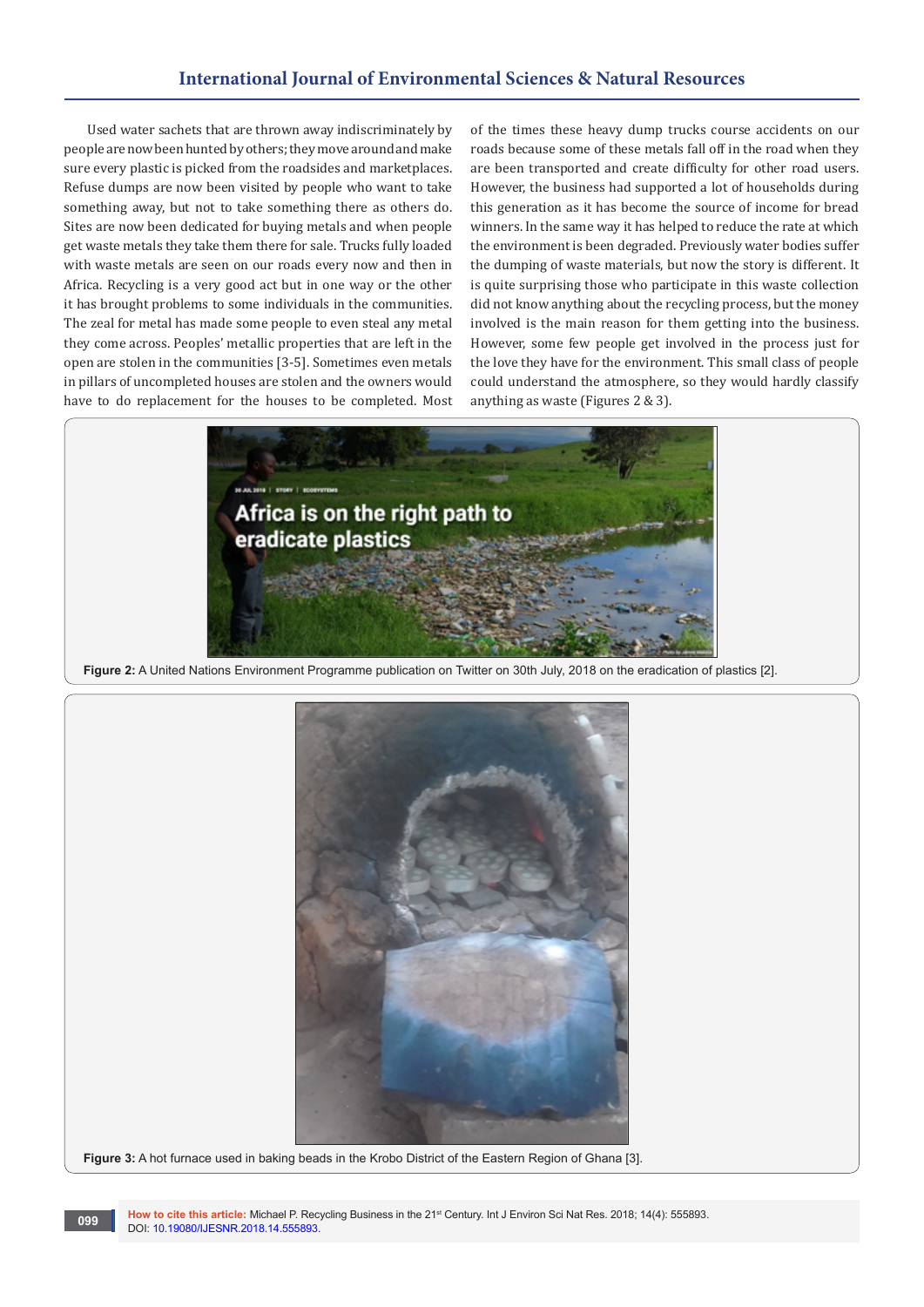Used water sachets that are thrown away indiscriminately by people are now been hunted by others; they move around and make sure every plastic is picked from the roadsides and marketplaces. Refuse dumps are now been visited by people who want to take something away, but not to take something there as others do. Sites are now been dedicated for buying metals and when people get waste metals they take them there for sale. Trucks fully loaded with waste metals are seen on our roads every now and then in Africa. Recycling is a very good act but in one way or the other it has brought problems to some individuals in the communities. The zeal for metal has made some people to even steal any metal they come across. Peoples' metallic properties that are left in the open are stolen in the communities [3-5]. Sometimes even metals in pillars of uncompleted houses are stolen and the owners would have to do replacement for the houses to be completed. Most of the times these heavy dump trucks course accidents on our roads because some of these metals fall off in the road when they are been transported and create difficulty for other road users. However, the business had supported a lot of households during this generation as it has become the source of income for bread winners. In the same way it has helped to reduce the rate at which the environment is been degraded. Previously water bodies suffer the dumping of waste materials, but now the story is different. It is quite surprising those who participate in this waste collection did not know anything about the recycling process, but the money involved is the main reason for them getting into the business. However, some few people get involved in the process just for the love they have for the environment. This small class of people could understand the atmosphere, so they would hardly classify anything as waste (Figures 2 & 3).

**Figure 2:** A United Nations Environment Programme publication on Twitter on 30th July, 2018 on the eradication of plastics [2].

**Figure 3:** A hot furnace used in baking beads in the Krobo District of the Eastern Region of Ghana [3].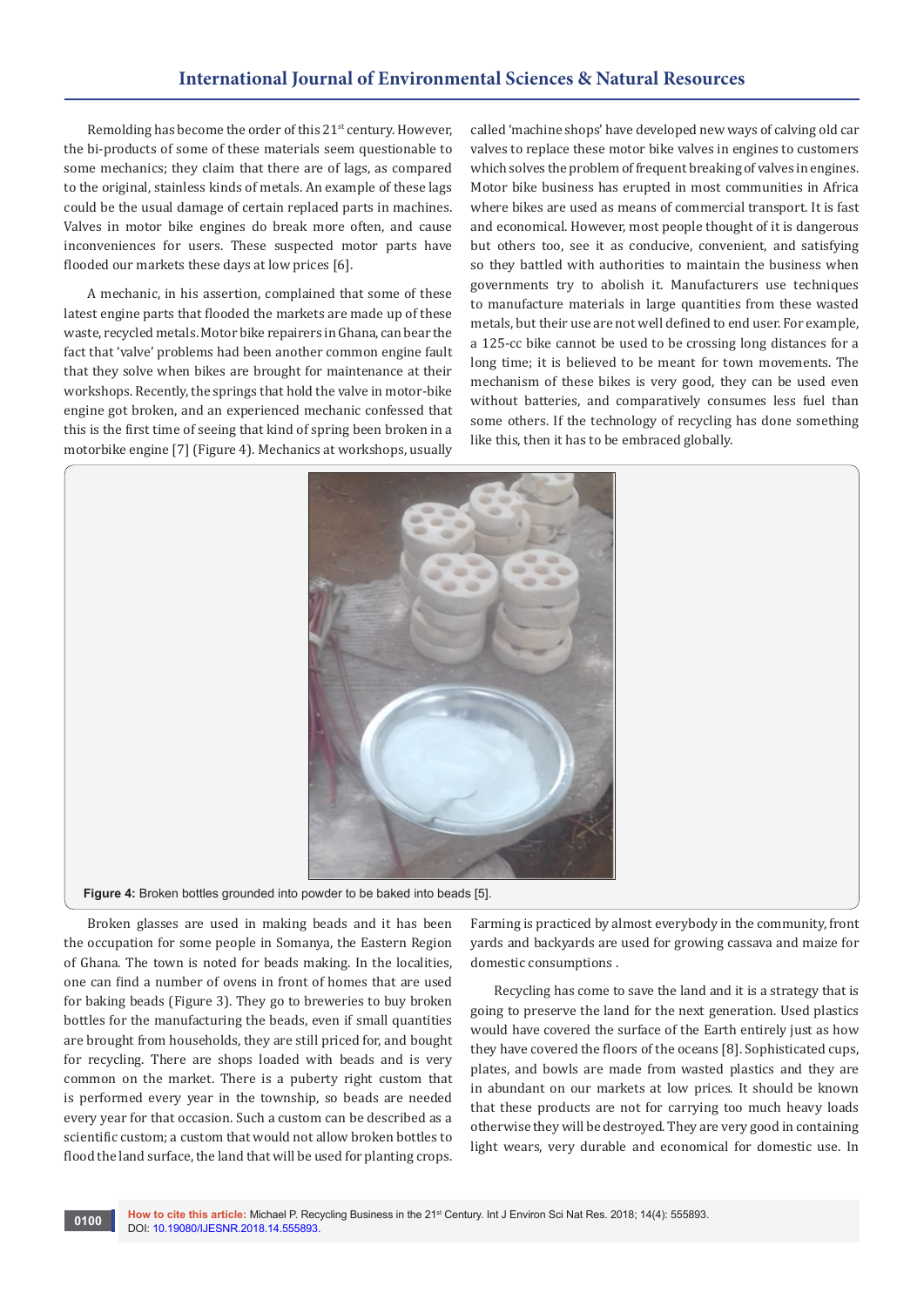Remolding has become the order of this 21st century. However, the bi-products of some of these materials seem questionable to some mechanics; they claim that there are of lags, as compared to the original, stainless kinds of metals. An example of these lags could be the usual damage of certain replaced parts in machines. Valves in motor bike engines do break more often, and cause inconveniences for users. These suspected motor parts have flooded our markets these days at low prices [6].

A mechanic, in his assertion, complained that some of these latest engine parts that flooded the markets are made up of these waste, recycled metals. Motor bike repairers in Ghana, can bear the fact that 'valve' problems had been another common engine fault that they solve when bikes are brought for maintenance at their workshops. Recently, the springs that hold the valve in motor-bike engine got broken, and an experienced mechanic confessed that this is the first time of seeing that kind of spring been broken in a motorbike engine [7] (Figure 4). Mechanics at workshops, usually called 'machine shops' have developed new ways of calving old car valves to replace these motor bike valves in engines to customers which solves the problem of frequent breaking of valves in engines. Motor bike business has erupted in most communities in Africa where bikes are used as means of commercial transport. It is fast and economical. However, most people thought of it is dangerous but others too, see it as conducive, convenient, and satisfying so they battled with authorities to maintain the business when governments try to abolish it. Manufacturers use techniques to manufacture materials in large quantities from these wasted metals, but their use are not well defined to end user. For example, a 125-cc bike cannot be used to be crossing long distances for a long time; it is believed to be meant for town movements. The mechanism of these bikes is very good, they can be used even without batteries, and comparatively consumes less fuel than some others. If the technology of recycling has done something like this, then it has to be embraced globally.

**Figure 4:** Broken bottles grounded into powder to be baked into beads [5].

Broken glasses are used in making beads and it has been the occupation for some people in Somanya, the Eastern Region of Ghana. The town is noted for beads making. In the localities, one can find a number of ovens in front of homes that are used for baking beads (Figure 3). They go to breweries to buy broken bottles for the manufacturing the beads, even if small quantities are brought from households, they are still priced for, and bought for recycling. There are shops loaded with beads and is very common on the market. There is a puberty right custom that is performed every year in the township, so beads are needed every year for that occasion. Such a custom can be described as a scientific custom; a custom that would not allow broken bottles to flood the land surface, the land that will be used for planting crops. Farming is practiced by almost everybody in the community, front yards and backyards are used for growing cassava and maize for domestic consumptions .

Recycling has come to save the land and it is a strategy that is going to preserve the land for the next generation. Used plastics would have covered the surface of the Earth entirely just as how they have covered the floors of the oceans [8]. Sophisticated cups, plates, and bowls are made from wasted plastics and they are in abundant on our markets at low prices. It should be known that these products are not for carrying too much heavy loads otherwise they will be destroyed. They are very good in containing light wears, very durable and economical for domestic use. In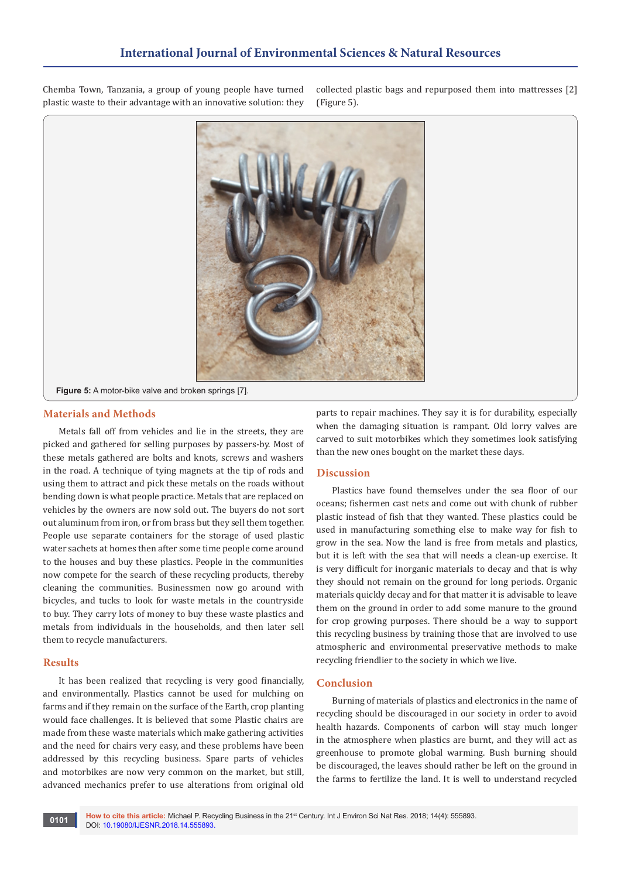Chemba Town, Tanzania, a group of young people have turned plastic waste to their advantage with an innovative solution: they collected plastic bags and repurposed them into mattresses [2] (Figure 5).

**Figure 5:** A motor-bike valve and broken springs [7].

## Materials and Methods

Metals fall off from vehicles and lie in the streets, they are picked and gathered for selling purposes by passers-by. Most of these metals gathered are bolts and knots, screws and washers in the road. A technique of tying magnets at the tip of rods and using them to attract and pick these metals on the roads without bending down is what people practice. Metals that are replaced on vehicles by the owners are now sold out. The buyers do not sort out aluminum from iron, or from brass but they sell them together. People use separate containers for the storage of used plastic water sachets at homes then after some time people come around to the houses and buy these plastics. People in the communities now compete for the search of these recycling products, thereby cleaning the communities. Businessmen now go around with bicycles, and tucks to look for waste metals in the countryside to buy. They carry lots of money to buy these waste plastics and metals from individuals in the households, and then later sell them to recycle manufacturers.

## Results

It has been realized that recycling is very good financially, and environmentally. Plastics cannot be used for mulching on farms and if they remain on the surface of the Earth, crop planting would face challenges. It is believed that some Plastic chairs are made from these waste materials which make gathering activities and the need for chairs very easy, and these problems have been addressed by this recycling business. Spare parts of vehicles and motorbikes are now very common on the market, but still, advanced mechanics prefer to use alterations from original old parts to repair machines. They say it is for durability, especially when the damaging situation is rampant. Old lorry valves are carved to suit motorbikes which they sometimes look satisfying than the new ones bought on the market these days.

## Discussion

Plastics have found themselves under the sea floor of our oceans; fishermen cast nets and come out with chunk of rubber plastic instead of fish that they wanted. These plastics could be used in manufacturing something else to make way for fish to grow in the sea. Now the land is free from metals and plastics, but it is left with the sea that will needs a clean-up exercise. It is very difficult for inorganic materials to decay and that is why they should not remain on the ground for long periods. Organic materials quickly decay and for that matter it is advisable to leave them on the ground in order to add some manure to the ground for crop growing purposes. There should be a way to support this recycling business by training those that are involved to use atmospheric and environmental preservative methods to make recycling friendlier to the society in which we live.

## Conclusion

Burning of materials of plastics and electronics in the name of recycling should be discouraged in our society in order to avoid health hazards. Components of carbon will stay much longer in the atmosphere when plastics are burnt, and they will act as greenhouse to promote global warming. Bush burning should be discouraged, the leaves should rather be left on the ground in the farms to fertilize the land. It is well to understand recycled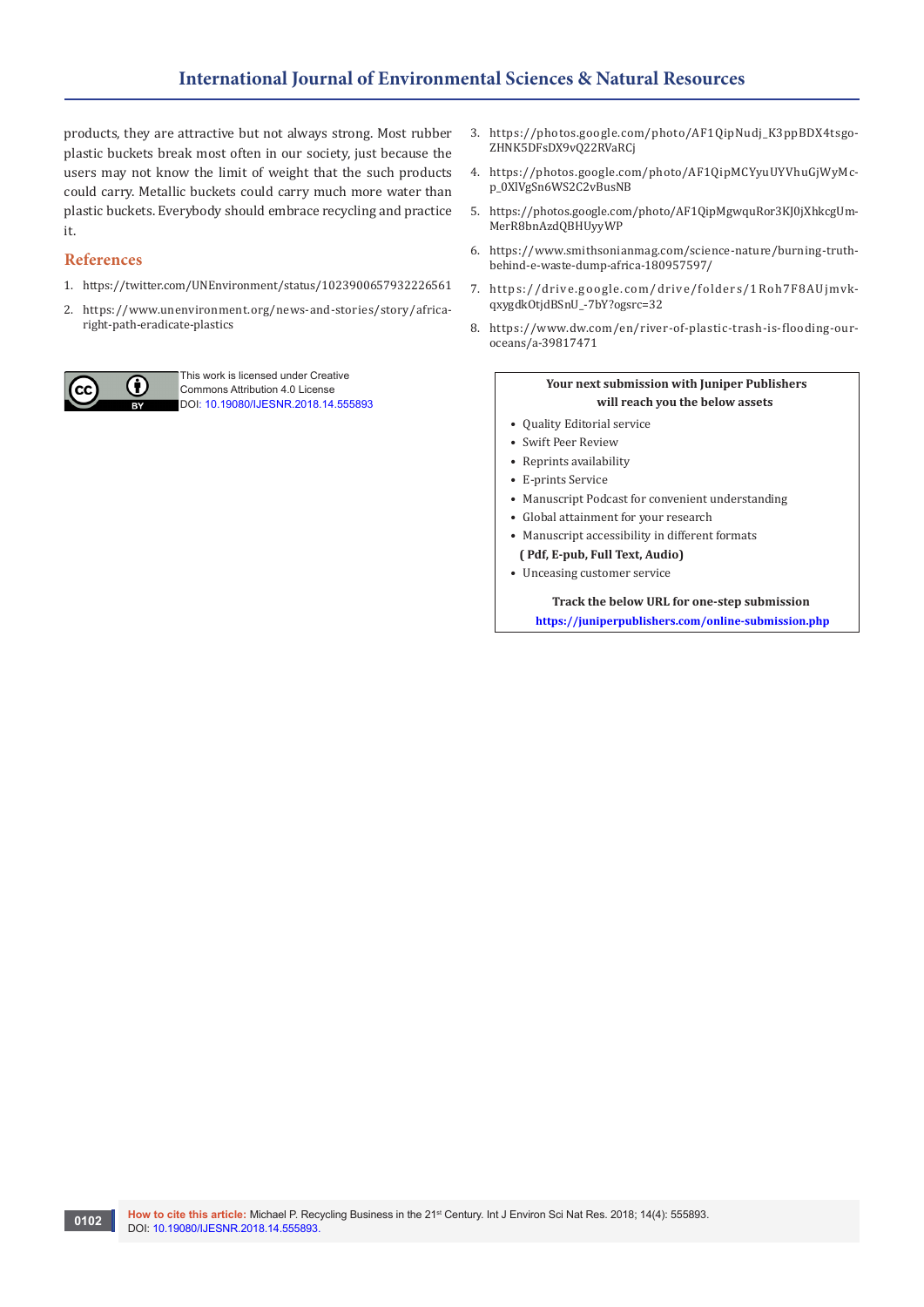products, they are attractive but not always strong. Most rubber plastic buckets break most often in our society, just because the users may not know the limit of weight that the such products could carry. Metallic buckets could carry much more water than plastic buckets. Everybody should embrace recycling and practice it.

## References

1. https://twitter.com/UNEnvironment/status/1023900657932226561
2. https://www.unenvironment.org/news-and-stories/story/africa-right-path-eradicate-plastics
3. https://photos.google.com/photo/AF1QipNudj_K3ppBDX4tsgo-ZHNK5DFsDX9vQ22RVaRCj
4. https://photos.google.com/photo/AF1QipMCYyuUYVhuGjWyMc-p_0XlVgSn6WS2C2vBusNB
5. https://photos.google.com/photo/AF1QipMgwquRor3KJ0jXhkcgUm-MerR8bnAzdQBHUyyWP
6. https://www.smithsonianmag.com/science-nature/burning-truth-behind-e-waste-dump-africa-180957597/
7. https://drive.google.com/drive/folders/1Roh7F8AUjmvk-qxygdkOtjdBSnU_-7bY?ogsrc=32
8. https://www.dw.com/en/river-of-plastic-trash-is-flooding-our-oceans/a-39817471

This work is licensed under Creative Commons Attribution 4.0 License
DOI: 10.19080/IJESNR.2018.14.555893

**Your next submission with Juniper Publishers will reach you the below assets**

- Quality Editorial service
- Swift Peer Review
- Reprints availability
- E-prints Service
- Manuscript Podcast for convenient understanding
- Global attainment for your research
- Manuscript accessibility in different formats

**( Pdf, E-pub, Full Text, Audio)**

- Unceasing customer service

**Track the below URL for one-step submission**

**https://juniperpublishers.com/online-submission.php**

**How to cite this article:** Michael P. Recycling Business in the 21st Century. Int J Environ Sci Nat Res. 2018; 14(4): 555893. DOI: 10.19080/IJESNR.2018.14.555893.